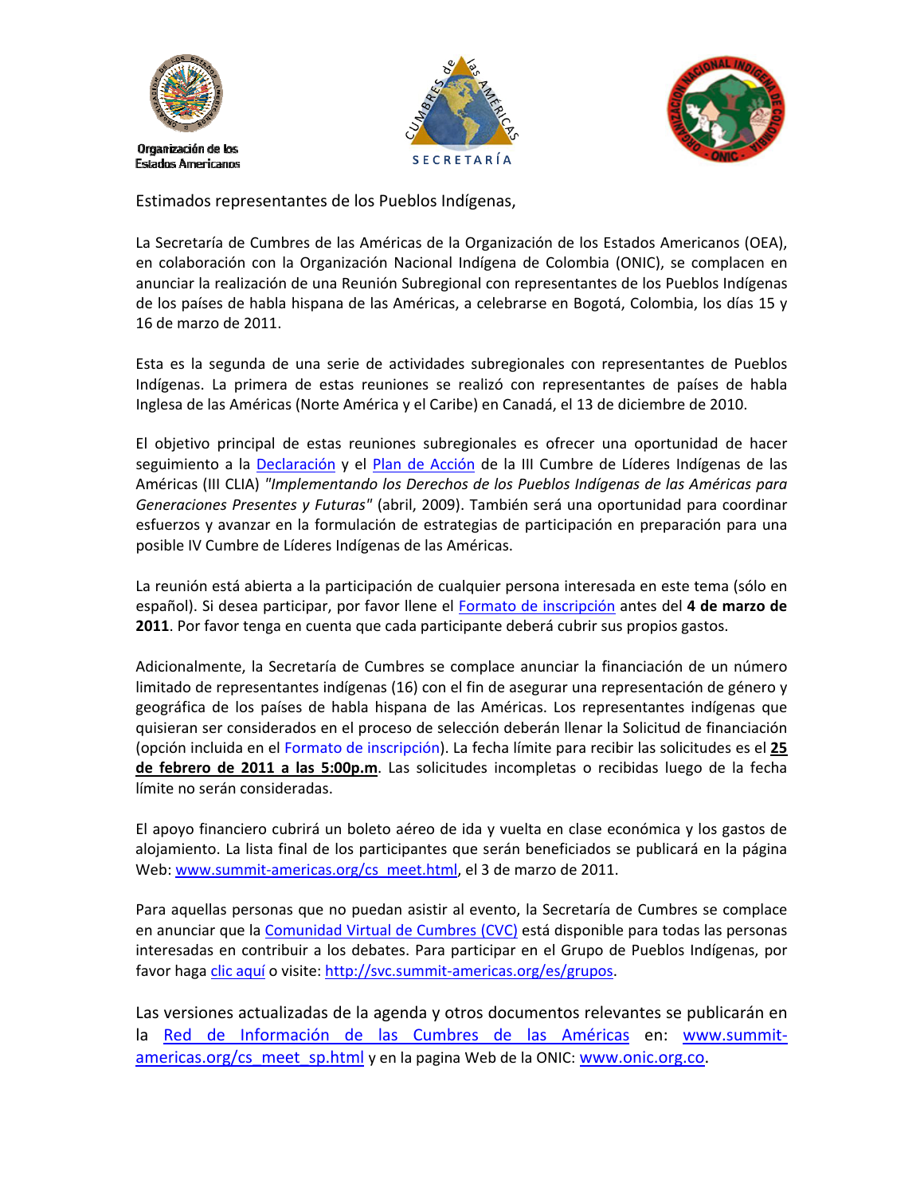Organización de los Estados Americanos

Estimados representantes de los Pueblos Indígenas,

La Secretaría de Cumbres de las Américas de la Organización de los Estados Americanos (OEA), en colaboración con la Organización Nacional Indígena de Colombia (ONIC), se complacen en anunciar la realización de una Reunión Subregional con representantes de los Pueblos Indígenas de los países de habla hispana de las Américas, a celebrarse en Bogotá, Colombia, los días 15 y 16 de marzo de 2011.

Esta es la segunda de una serie de actividades subregionales con representantes de Pueblos Indígenas. La primera de estas reuniones se realizó con representantes de países de habla Inglesa de las Américas (Norte América y el Caribe) en Canadá, el 13 de diciembre de 2010.

El objetivo principal de estas reuniones subregionales es ofrecer una oportunidad de hacer seguimiento a la Declaración y el Plan de Acción de la III Cumbre de Líderes Indígenas de las Américas (III CLIA) *"Implementando los Derechos de los Pueblos Indígenas de las Américas para Generaciones Presentes y Futuras"* (abril, 2009). También será una oportunidad para coordinar esfuerzos y avanzar en la formulación de estrategias de participación en preparación para una posible IV Cumbre de Líderes Indígenas de las Américas.

La reunión está abierta a la participación de cualquier persona interesada en este tema (sólo en español). Si desea participar, por favor llene el Formato de inscripción antes del **4 de marzo de 2011**. Por favor tenga en cuenta que cada participante deberá cubrir sus propios gastos.

Adicionalmente, la Secretaría de Cumbres se complace anunciar la financiación de un número limitado de representantes indígenas (16) con el fin de asegurar una representación de género y geográfica de los países de habla hispana de las Américas. Los representantes indígenas que quisieran ser considerados en el proceso de selección deberán llenar la Solicitud de financiación (opción incluida en el Formato de inscripción). La fecha límite para recibir las solicitudes es el **25 de febrero de 2011 a las 5:00p.m**. Las solicitudes incompletas o recibidas luego de la fecha límite no serán consideradas.

El apoyo financiero cubrirá un boleto aéreo de ida y vuelta en clase económica y los gastos de alojamiento. La lista final de los participantes que serán beneficiados se publicará en la página Web: www.summit-americas.org/cs_meet.html, el 3 de marzo de 2011.

Para aquellas personas que no puedan asistir al evento, la Secretaría de Cumbres se complace en anunciar que la Comunidad Virtual de Cumbres (CVC) está disponible para todas las personas interesadas en contribuir a los debates. Para participar en el Grupo de Pueblos Indígenas, por favor haga clic aquí o visite: http://svc.summit-americas.org/es/grupos.

Las versiones actualizadas de la agenda y otros documentos relevantes se publicarán en la Red de Información de las Cumbres de las Américas en: www.summit-americas.org/cs_meet_sp.html y en la pagina Web de la ONIC: www.onic.org.co.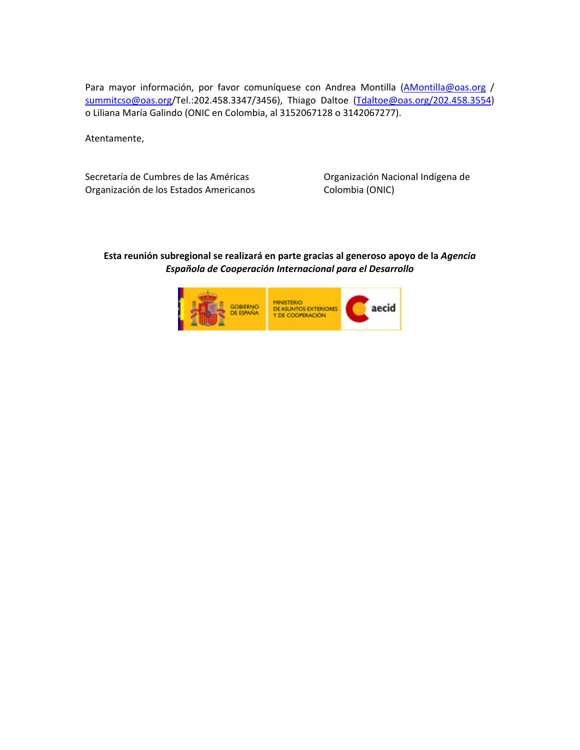Para mayor información, por favor comuníquese con Andrea Montilla (AMontilla@oas.org / summitcso@oas.org/Tel.:202.458.3347/3456), Thiago Daltoe (Tdaltoe@oas.org/202.458.3554) o Liliana María Galindo (ONIC en Colombia, al 3152067128 o 3142067277).

Atentamente,

Secretaría de Cumbres de las Américas
Organización de los Estados Americanos

Organización Nacional Indígena de Colombia (ONIC)

**Esta reunión subregional se realizará en parte gracias al generoso apoyo de la *Agencia Española de Cooperación Internacional para el Desarrollo***

GOBIERNO DE ESPAÑA
MINISTERIO DE ASUNTOS EXTERIORES Y DE COOPERACIÓN
aecid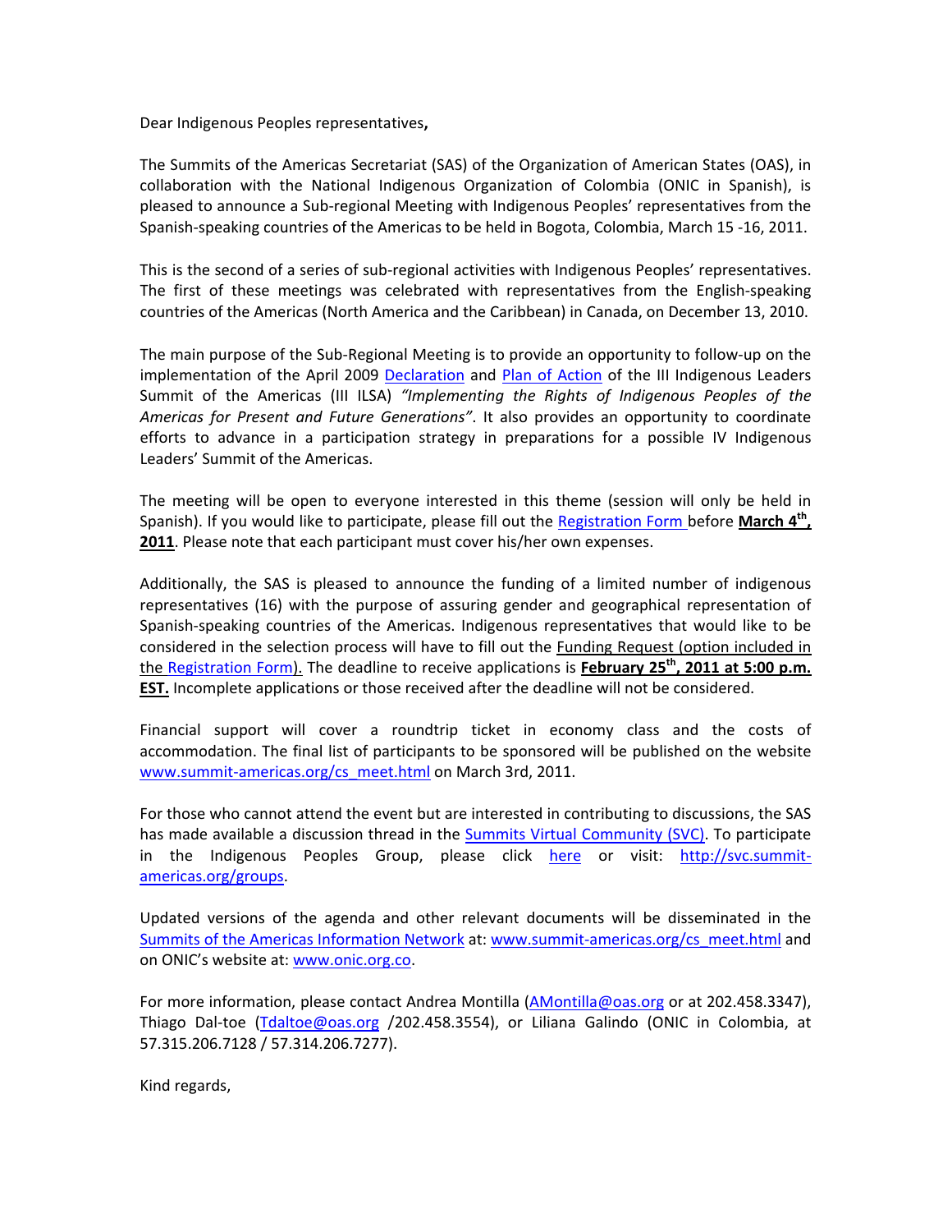Dear Indigenous Peoples representatives**,**

The Summits of the Americas Secretariat (SAS) of the Organization of American States (OAS), in collaboration with the National Indigenous Organization of Colombia (ONIC in Spanish), is pleased to announce a Sub-regional Meeting with Indigenous Peoples' representatives from the Spanish-speaking countries of the Americas to be held in Bogota, Colombia, March 15 -16, 2011.

This is the second of a series of sub-regional activities with Indigenous Peoples' representatives. The first of these meetings was celebrated with representatives from the English-speaking countries of the Americas (North America and the Caribbean) in Canada, on December 13, 2010.

The main purpose of the Sub-Regional Meeting is to provide an opportunity to follow-up on the implementation of the April 2009 Declaration and Plan of Action of the III Indigenous Leaders Summit of the Americas (III ILSA) *"Implementing the Rights of Indigenous Peoples of the Americas for Present and Future Generations"*. It also provides an opportunity to coordinate efforts to advance in a participation strategy in preparations for a possible IV Indigenous Leaders' Summit of the Americas.

The meeting will be open to everyone interested in this theme (session will only be held in Spanish). If you would like to participate, please fill out the Registration Form before **March 4th, 2011**. Please note that each participant must cover his/her own expenses.

Additionally, the SAS is pleased to announce the funding of a limited number of indigenous representatives (16) with the purpose of assuring gender and geographical representation of Spanish-speaking countries of the Americas. Indigenous representatives that would like to be considered in the selection process will have to fill out the Funding Request (option included in the Registration Form). The deadline to receive applications is **February 25th, 2011 at 5:00 p.m. EST.** Incomplete applications or those received after the deadline will not be considered.

Financial support will cover a roundtrip ticket in economy class and the costs of accommodation. The final list of participants to be sponsored will be published on the website www.summit-americas.org/cs_meet.html on March 3rd, 2011.

For those who cannot attend the event but are interested in contributing to discussions, the SAS has made available a discussion thread in the Summits Virtual Community (SVC). To participate in the Indigenous Peoples Group, please click here or visit: http://svc.summit-americas.org/groups.

Updated versions of the agenda and other relevant documents will be disseminated in the Summits of the Americas Information Network at: www.summit-americas.org/cs_meet.html and on ONIC's website at: www.onic.org.co.

For more information, please contact Andrea Montilla (AMontilla@oas.org or at 202.458.3347), Thiago Dal-toe (Tdaltoe@oas.org /202.458.3554), or Liliana Galindo (ONIC in Colombia, at 57.315.206.7128 / 57.314.206.7277).

Kind regards,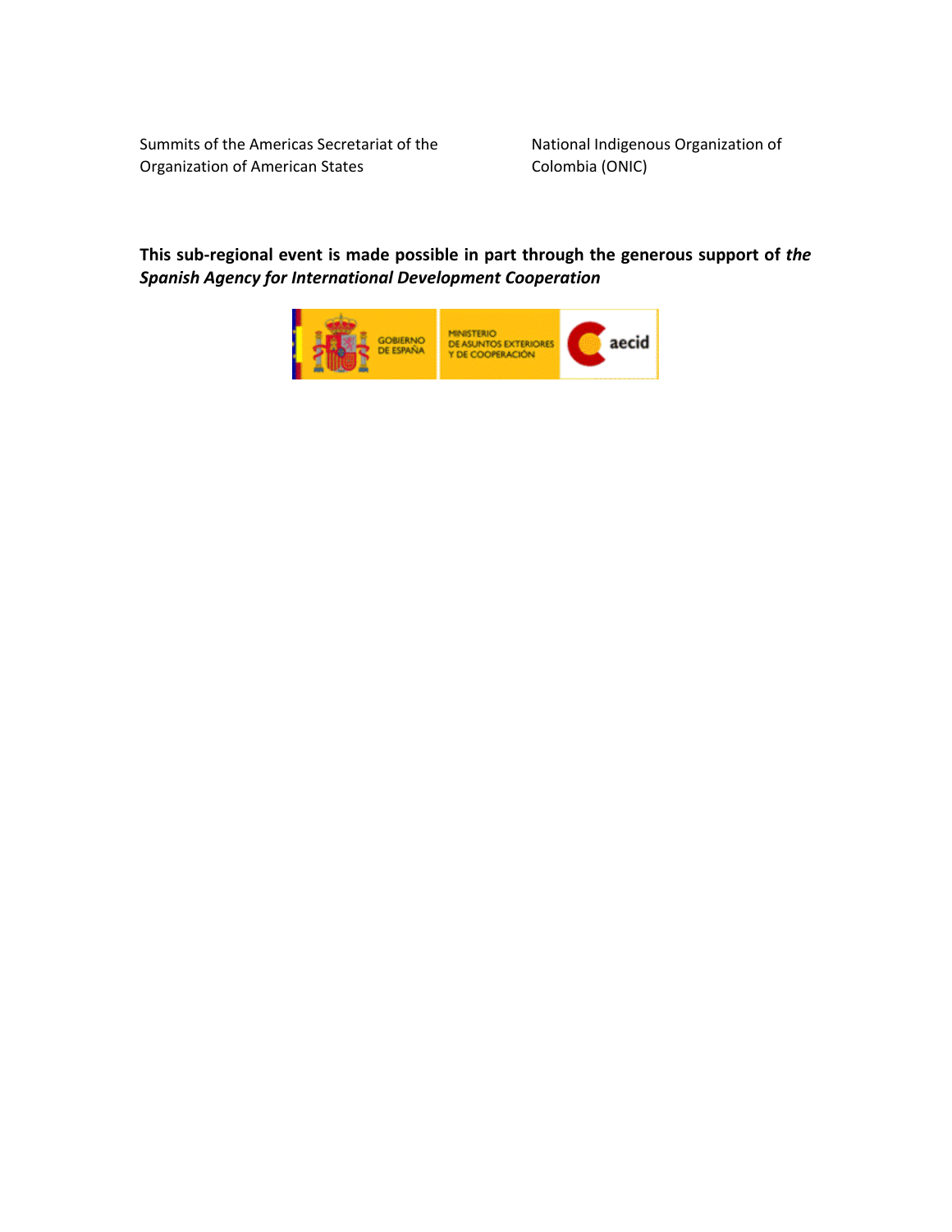Summits of the Americas Secretariat of the Organization of American States

National Indigenous Organization of Colombia (ONIC)

**This sub-regional event is made possible in part through the generous support of *the Spanish Agency for International Development Cooperation***